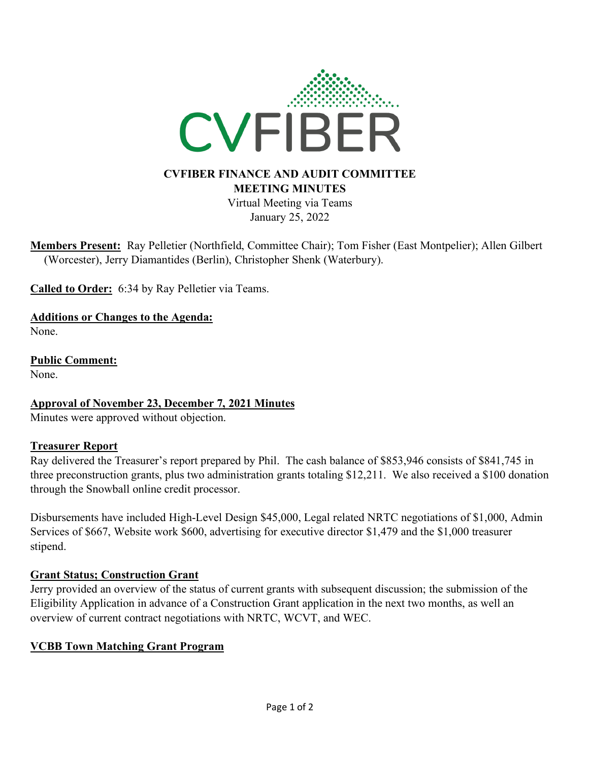# CVFIBER FINANCE AND AUDIT COMMITTEE MEETING MINUTES

Virtual Meeting via Teams
January 25, 2022

**Members Present:** Ray Pelletier (Northfield, Committee Chair); Tom Fisher (East Montpelier); Allen Gilbert (Worcester), Jerry Diamantides (Berlin), Christopher Shenk (Waterbury).

**Called to Order:** 6:34 by Ray Pelletier via Teams.

**Additions or Changes to the Agenda:**
None.

**Public Comment:**
None.

**Approval of November 23, December 7, 2021 Minutes**
Minutes were approved without objection.

**Treasurer Report**
Ray delivered the Treasurer's report prepared by Phil. The cash balance of $853,946 consists of $841,745 in three preconstruction grants, plus two administration grants totaling $12,211. We also received a $100 donation through the Snowball online credit processor.

Disbursements have included High-Level Design $45,000, Legal related NRTC negotiations of $1,000, Admin Services of $667, Website work $600, advertising for executive director $1,479 and the $1,000 treasurer stipend.

**Grant Status; Construction Grant**
Jerry provided an overview of the status of current grants with subsequent discussion; the submission of the Eligibility Application in advance of a Construction Grant application in the next two months, as well an overview of current contract negotiations with NRTC, WCVT, and WEC.

**VCBB Town Matching Grant Program**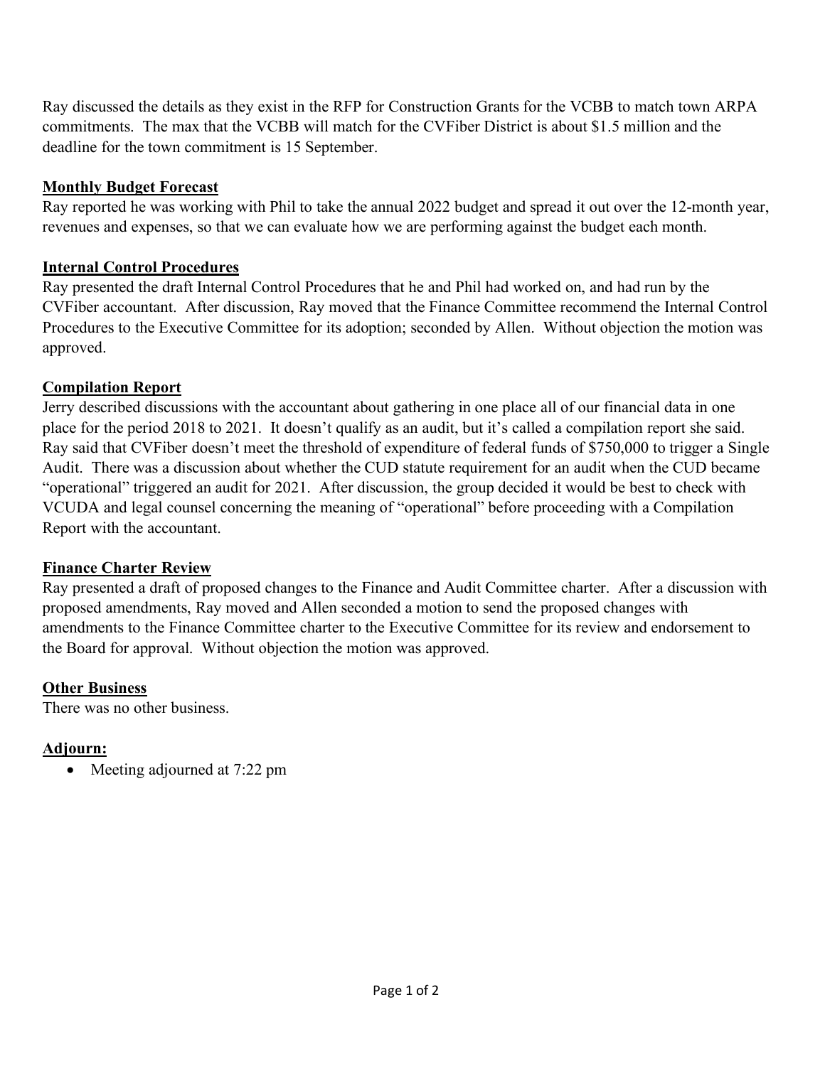Ray discussed the details as they exist in the RFP for Construction Grants for the VCBB to match town ARPA commitments. The max that the VCBB will match for the CVFiber District is about $1.5 million and the deadline for the town commitment is 15 September.

**Monthly Budget Forecast**

Ray reported he was working with Phil to take the annual 2022 budget and spread it out over the 12-month year, revenues and expenses, so that we can evaluate how we are performing against the budget each month.

**Internal Control Procedures**

Ray presented the draft Internal Control Procedures that he and Phil had worked on, and had run by the CVFiber accountant. After discussion, Ray moved that the Finance Committee recommend the Internal Control Procedures to the Executive Committee for its adoption; seconded by Allen. Without objection the motion was approved.

**Compilation Report**

Jerry described discussions with the accountant about gathering in one place all of our financial data in one place for the period 2018 to 2021. It doesn't qualify as an audit, but it's called a compilation report she said. Ray said that CVFiber doesn't meet the threshold of expenditure of federal funds of $750,000 to trigger a Single Audit. There was a discussion about whether the CUD statute requirement for an audit when the CUD became "operational" triggered an audit for 2021. After discussion, the group decided it would be best to check with VCUDA and legal counsel concerning the meaning of "operational" before proceeding with a Compilation Report with the accountant.

**Finance Charter Review**

Ray presented a draft of proposed changes to the Finance and Audit Committee charter. After a discussion with proposed amendments, Ray moved and Allen seconded a motion to send the proposed changes with amendments to the Finance Committee charter to the Executive Committee for its review and endorsement to the Board for approval. Without objection the motion was approved.

**Other Business**

There was no other business.

**Adjourn:**

- Meeting adjourned at 7:22 pm